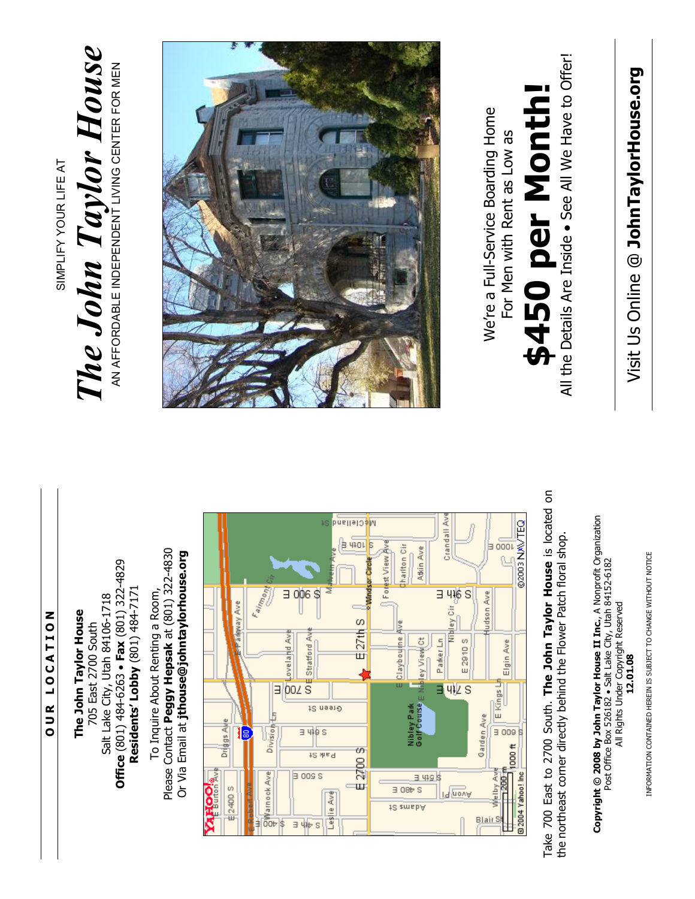SIMPLIFY YOUR LIFE AT

# *The John Taylor House*

AN AFFORDABLE INDEPENDENT LIVING CENTER FOR MEN

We're a Full-Service Boarding Home For Men with Rent as Low as

# $450 per Month!

All the Details Are Inside • See All We Have to Offer!

Visit Us Online @ **JohnTaylorHouse.org**

## OUR LOCATION

**The John Taylor House**
705 East 2700 South
Salt Lake City, Utah 84106-1718
**Office** (801) 484-6263 • **Fax** (801) 322-4829
**Residents' Lobby** (801) 484-7171

To Inquire About Renting a Room,
Please Contact **Peggy Hepsak** at (801) 322-4830
Or Via Email at **jthouse@johntaylorhouse.org**

Take 700 East to 2700 South. **The John Taylor House** is located on the northeast corner directly behind the Flower Patch floral shop.

**Copyright © 2008 by John Taylor House II Inc.**, A Nonprofit Organization
Post Office Box 526182 • Salt Lake City, Utah 84152-6182
All Rights Under Copyright Reserved
**12.01.08**

INFORMATION CONTAINED HEREIN IS SUBJECT TO CHANGE WITHOUT NOTICE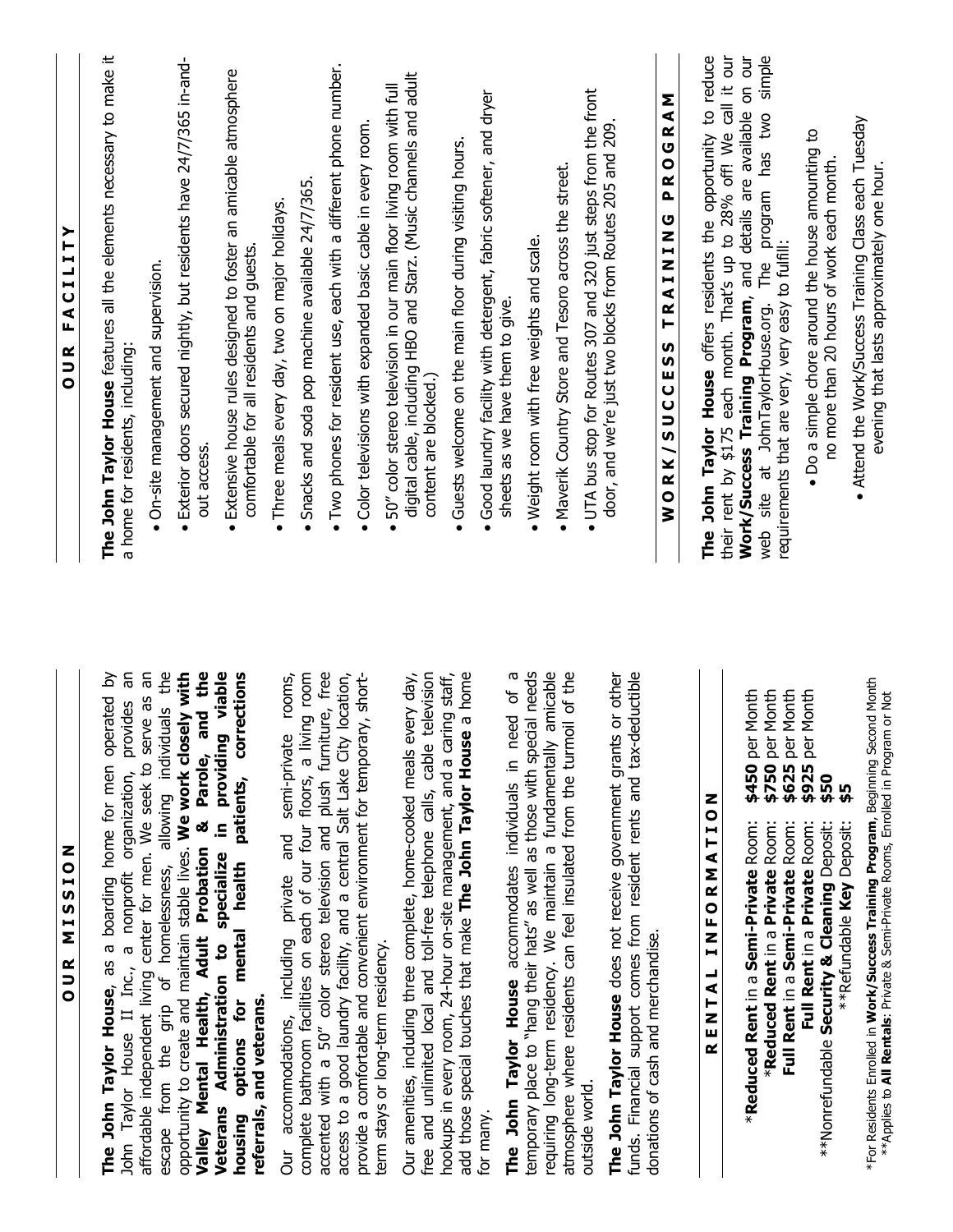## OUR MISSION

**The John Taylor House**, as a boarding home for men operated by John Taylor House II Inc., a nonprofit organization, provides an affordable independent living center for men. We seek to serve as an escape from the grip of homelessness, allowing individuals the opportunity to create and maintain stable lives. **We work closely with Valley Mental Health, Adult Probation & Parole, and the Veterans Administration to specialize in providing viable housing options for mental health patients, corrections referrals, and veterans.**

Our accommodations, including private and semi-private rooms, complete bathroom facilities on each of our four floors, a living room accented with a 50" color stereo television and plush furniture, free access to a good laundry facility, and a central Salt Lake City location, provide a comfortable and convenient environment for temporary, short-term stays or long-term residency.

Our amenities, including three complete, home-cooked meals every day, free and unlimited local and toll-free telephone calls, cable television hookups in every room, 24-hour on-site management, and a caring staff, add those special touches that make **The John Taylor House** a home for many.

**The John Taylor House** accommodates individuals in need of a temporary place to "hang their hats" as well as those with special needs requiring long-term residency. We maintain a fundamentally amicable atmosphere where residents can feel insulated from the turmoil of the outside world.

**The John Taylor House** does not receive government grants or other funds. Financial support comes from resident rents and tax-deductible donations of cash and merchandise.

## RENTAL INFORMATION

| | |
|---|---|
| \***Reduced Rent** in a **Semi-Private** Room: | **$450** per Month |
| \***Reduced Rent** in a **Private** Room: | **$750** per Month |
| **Full Rent** in a **Semi-Private** Room: | **$625** per Month |
| **Full Rent** in a **Private** Room: | **$925** per Month |
| \*\*Nonrefundable **Security & Cleaning** Deposit: | **$50** |
| \*\*Refundable **Key** Deposit: | **$5** |

\*For Residents Enrolled in **Work/Success Training Program**, Beginning Second Month
\*\*Applies to **All Rentals**: Private & Semi-Private Rooms, Enrolled in Program or Not

## OUR FACILITY

**The John Taylor House** features all the elements necessary to make it a home for residents, including:

- On-site management and supervision.
- Exterior doors secured nightly, but residents have 24/7/365 in-and-out access.
- Extensive house rules designed to foster an amicable atmosphere comfortable for all residents and guests.
- Three meals every day, two on major holidays.
- Snacks and soda pop machine available 24/7/365.
- Two phones for resident use, each with a different phone number.
- Color televisions with expanded basic cable in every room.
- 50" color stereo television in our main floor living room with full digital cable, including HBO and Starz. (Music channels and adult content are blocked.)
- Guests welcome on the main floor during visiting hours.
- Good laundry facility with detergent, fabric softener, and dryer sheets as we have them to give.
- Weight room with free weights and scale.
- Maverik Country Store and Tesoro across the street.
- UTA bus stop for Routes 307 and 320 just steps from the front door, and we're just two blocks from Routes 205 and 209.

## WORK/SUCCESS TRAINING PROGRAM

**The John Taylor House** offers residents the opportunity to reduce their rent by $175 each month. That's up to 28% off! We call it our **Work/Success Training Program**, and details are available on our web site at JohnTaylorHouse.org. The program has two simple requirements that are very, very easy to fulfill:

- Do a simple chore around the house amounting to no more than 20 hours of work each month.
- Attend the Work/Success Training Class each Tuesday evening that lasts approximately one hour.